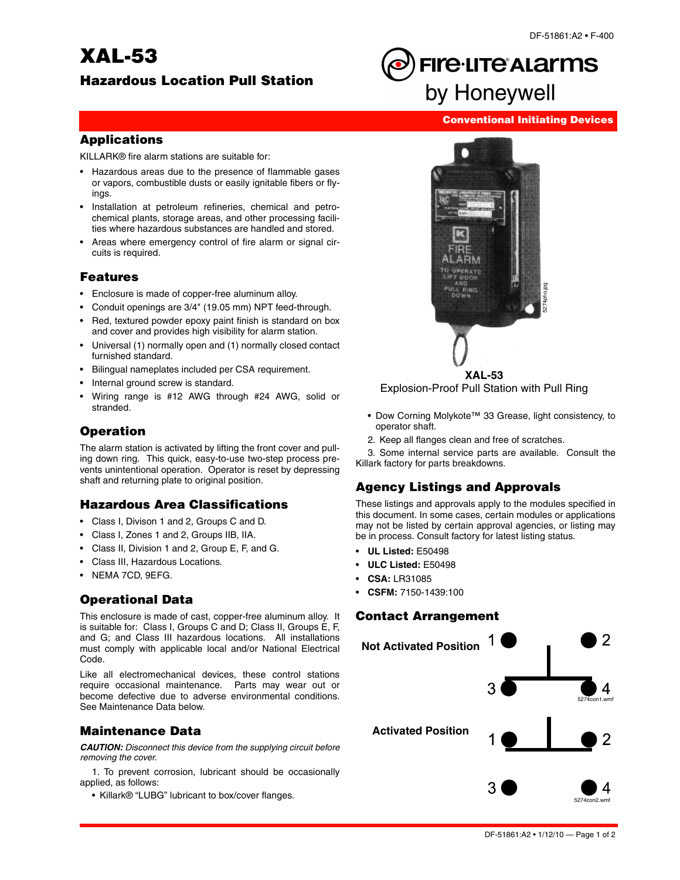# XAL-53

## Hazardous Location Pull Station

Fire·Lite Alarms by Honeywell

Conventional Initiating Devices

## Applications

KILLARK® fire alarm stations are suitable for:

- Hazardous areas due to the presence of flammable gases or vapors, combustible dusts or easily ignitable fibers or flyings.
- Installation at petroleum refineries, chemical and petrochemical plants, storage areas, and other processing facilities where hazardous substances are handled and stored.
- Areas where emergency control of fire alarm or signal circuits is required.

## Features

- Enclosure is made of copper-free aluminum alloy.
- Conduit openings are 3/4" (19.05 mm) NPT feed-through.
- Red, textured powder epoxy paint finish is standard on box and cover and provides high visibility for alarm station.
- Universal (1) normally open and (1) normally closed contact furnished standard.
- Bilingual nameplates included per CSA requirement.
- Internal ground screw is standard.
- Wiring range is #12 AWG through #24 AWG, solid or stranded.

## Operation

The alarm station is activated by lifting the front cover and pulling down ring. This quick, easy-to-use two-step process prevents unintentional operation. Operator is reset by depressing shaft and returning plate to original position.

## Hazardous Area Classifications

- Class I, Divison 1 and 2, Groups C and D.
- Class I, Zones 1 and 2, Groups IIB, IIA.
- Class II, Division 1 and 2, Group E, F, and G.
- Class III, Hazardous Locations.
- NEMA 7CD, 9EFG.

## Operational Data

This enclosure is made of cast, copper-free aluminum alloy. It is suitable for: Class I, Groups C and D; Class II, Groups E, F, and G; and Class III hazardous locations. All installations must comply with applicable local and/or National Electrical Code.

Like all electromechanical devices, these control stations require occasional maintenance. Parts may wear out or become defective due to adverse environmental conditions. See Maintenance Data below.

## Maintenance Data

***CAUTION:*** *Disconnect this device from the supplying circuit before removing the cover.*

1. To prevent corrosion, lubricant should be occasionally applied, as follows:
   - Killark® "LUBG" lubricant to box/cover flanges.
   - Dow Corning Molykote™ 33 Grease, light consistency, to operator shaft.
2. Keep all flanges clean and free of scratches.
3. Some internal service parts are available. Consult the Killark factory for parts breakdowns.

**XAL-53**
Explosion-Proof Pull Station with Pull Ring

## Agency Listings and Approvals

These listings and approvals apply to the modules specified in this document. In some cases, certain modules or applications may not be listed by certain approval agencies, or listing may be in process. Consult factory for latest listing status.

- **UL Listed:** E50498
- **ULC Listed:** E50498
- **CSA:** LR31085
- **CSFM:** 7150-1439:100

## Contact Arrangement

**Not Activated Position**

1 2
3 4

**Activated Position**

1 2
3 4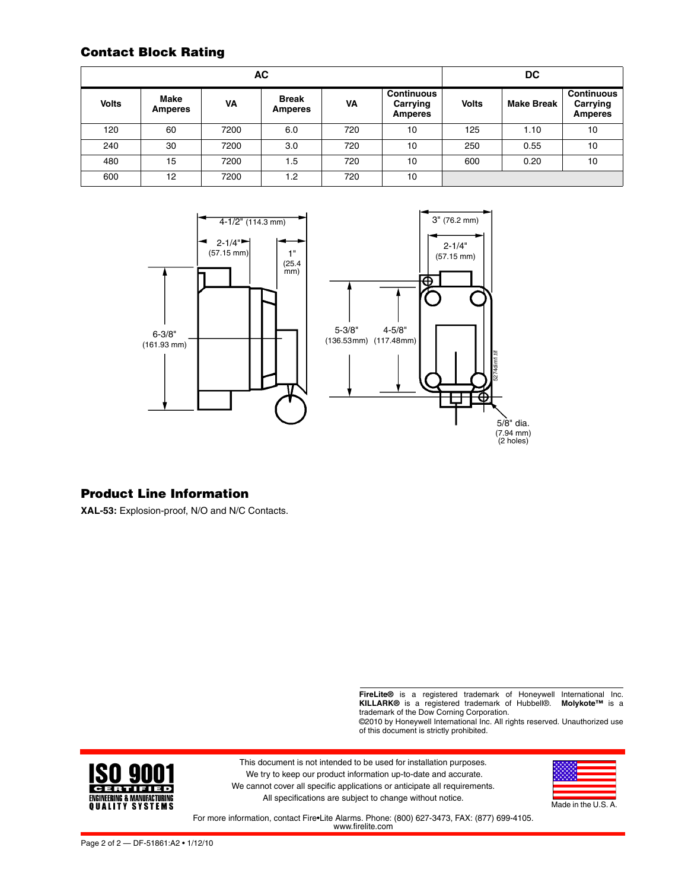## Contact Block Rating

| AC | | | | | | DC | | |
|---|---|---|---|---|---|---|---|---|
| Volts | Make Amperes | VA | Break Amperes | VA | Continuous Carrying Amperes | Volts | Make Break | Continuous Carrying Amperes |
| 120 | 60 | 7200 | 6.0 | 720 | 10 | 125 | 1.10 | 10 |
| 240 | 30 | 7200 | 3.0 | 720 | 10 | 250 | 0.55 | 10 |
| 480 | 15 | 7200 | 1.5 | 720 | 10 | 600 | 0.20 | 10 |
| 600 | 12 | 7200 | 1.2 | 720 | 10 | | | |

4-1/2" (114.3 mm)
2-1/4" (57.15 mm)
1" (25.4 mm)
6-3/8" (161.93 mm)
3" (76.2 mm)
2-1/4" (57.15 mm)
5-3/8" (136.53mm)
4-5/8" (117.48mm)
5/8" dia. (7.94 mm) (2 holes)
5274dim1.tif

## Product Line Information

**XAL-53:** Explosion-proof, N/O and N/C Contacts.

**FireLite®** is a registered trademark of Honeywell International Inc. **KILLARK®** is a registered trademark of Hubbell®. **Molykote™** is a trademark of the Dow Corning Corporation.
©2010 by Honeywell International Inc. All rights reserved. Unauthorized use of this document is strictly prohibited.

ISO 9001 CERTIFIED ENGINEERING & MANUFACTURING QUALITY SYSTEMS

This document is not intended to be used for installation purposes.
We try to keep our product information up-to-date and accurate.
We cannot cover all specific applications or anticipate all requirements.
All specifications are subject to change without notice.

Made in the U.S. A.

For more information, contact Fire•Lite Alarms. Phone: (800) 627-3473, FAX: (877) 699-4105.
www.firelite.com

DF-51861:A2 • 1/12/10